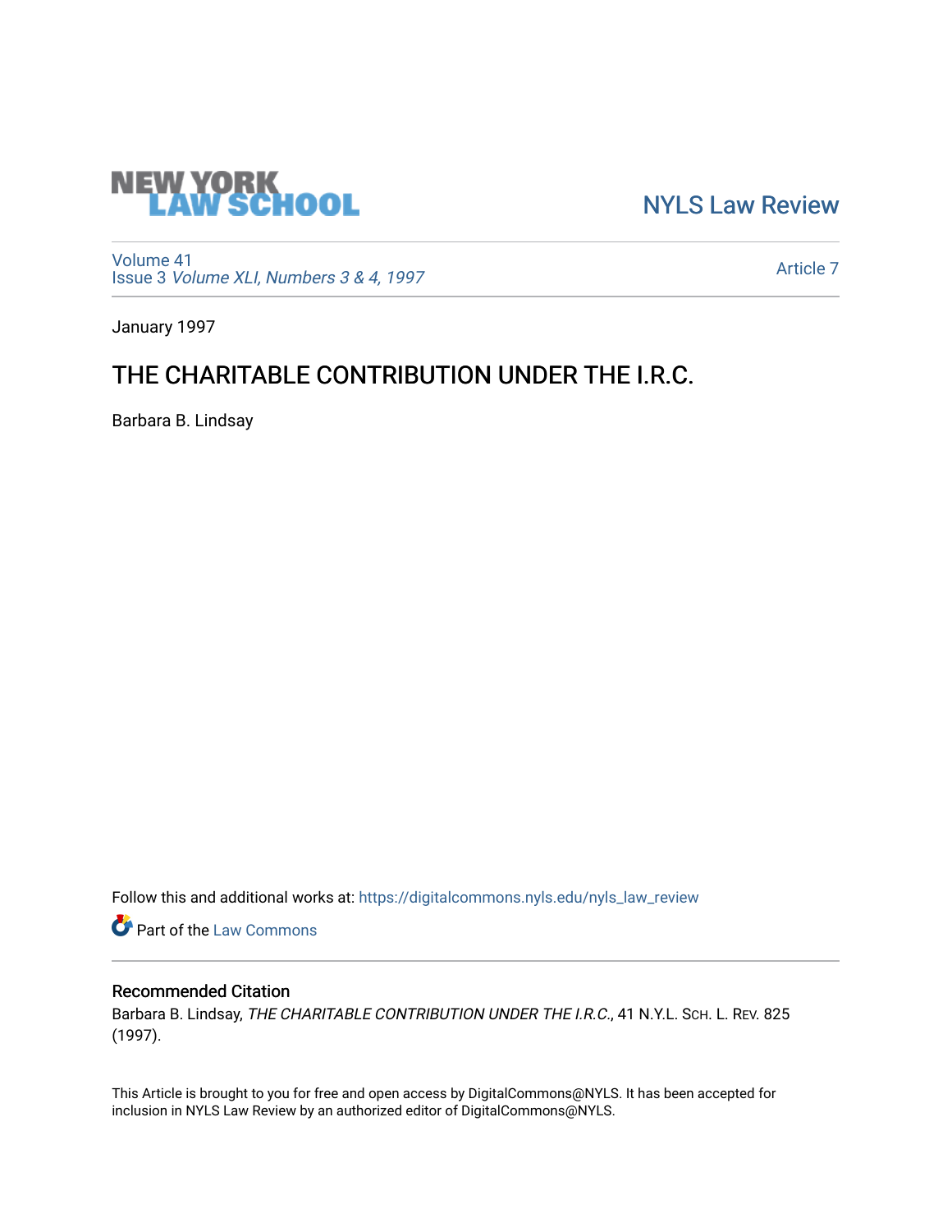NEW YORK LAW SCHOOL

NYLS Law Review

Volume 41
Issue 3 *Volume XLI, Numbers 3 & 4, 1997*

Article 7

January 1997

# THE CHARITABLE CONTRIBUTION UNDER THE I.R.C.

Barbara B. Lindsay

Follow this and additional works at: https://digitalcommons.nyls.edu/nyls_law_review

Part of the Law Commons

## Recommended Citation

Barbara B. Lindsay, *THE CHARITABLE CONTRIBUTION UNDER THE I.R.C.*, 41 N.Y.L. SCH. L. REV. 825 (1997).

This Article is brought to you for free and open access by DigitalCommons@NYLS. It has been accepted for inclusion in NYLS Law Review by an authorized editor of DigitalCommons@NYLS.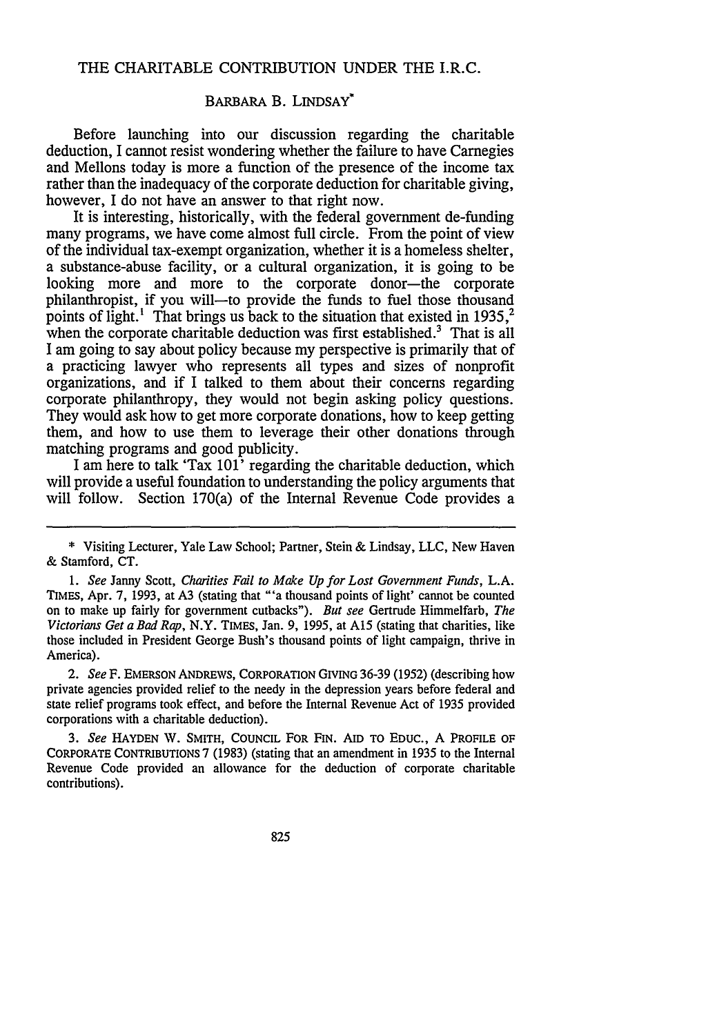# THE CHARITABLE CONTRIBUTION UNDER THE I.R.C.

BARBARA B. LINDSAY*

Before launching into our discussion regarding the charitable deduction, I cannot resist wondering whether the failure to have Carnegies and Mellons today is more a function of the presence of the income tax rather than the inadequacy of the corporate deduction for charitable giving, however, I do not have an answer to that right now.

It is interesting, historically, with the federal government de-funding many programs, we have come almost full circle. From the point of view of the individual tax-exempt organization, whether it is a homeless shelter, a substance-abuse facility, or a cultural organization, it is going to be looking more and more to the corporate donor—the corporate philanthropist, if you will—to provide the funds to fuel those thousand points of light.[1] That brings us back to the situation that existed in 1935,[2] when the corporate charitable deduction was first established.[3] That is all I am going to say about policy because my perspective is primarily that of a practicing lawyer who represents all types and sizes of nonprofit organizations, and if I talked to them about their concerns regarding corporate philanthropy, they would not begin asking policy questions. They would ask how to get more corporate donations, how to keep getting them, and how to use them to leverage their other donations through matching programs and good publicity.

I am here to talk 'Tax 101' regarding the charitable deduction, which will provide a useful foundation to understanding the policy arguments that will follow. Section 170(a) of the Internal Revenue Code provides a

---

\* Visiting Lecturer, Yale Law School; Partner, Stein & Lindsay, LLC, New Haven & Stamford, CT.

1. *See* Janny Scott, *Charities Fail to Make Up for Lost Government Funds*, L.A. TIMES, Apr. 7, 1993, at A3 (stating that "'a thousand points of light' cannot be counted on to make up fairly for government cutbacks"). *But see* Gertrude Himmelfarb, *The Victorians Get a Bad Rap*, N.Y. TIMES, Jan. 9, 1995, at A15 (stating that charities, like those included in President George Bush's thousand points of light campaign, thrive in America).

2. *See* F. EMERSON ANDREWS, CORPORATION GIVING 36-39 (1952) (describing how private agencies provided relief to the needy in the depression years before federal and state relief programs took effect, and before the Internal Revenue Act of 1935 provided corporations with a charitable deduction).

3. *See* HAYDEN W. SMITH, COUNCIL FOR FIN. AID TO EDUC., A PROFILE OF CORPORATE CONTRIBUTIONS 7 (1983) (stating that an amendment in 1935 to the Internal Revenue Code provided an allowance for the deduction of corporate charitable contributions).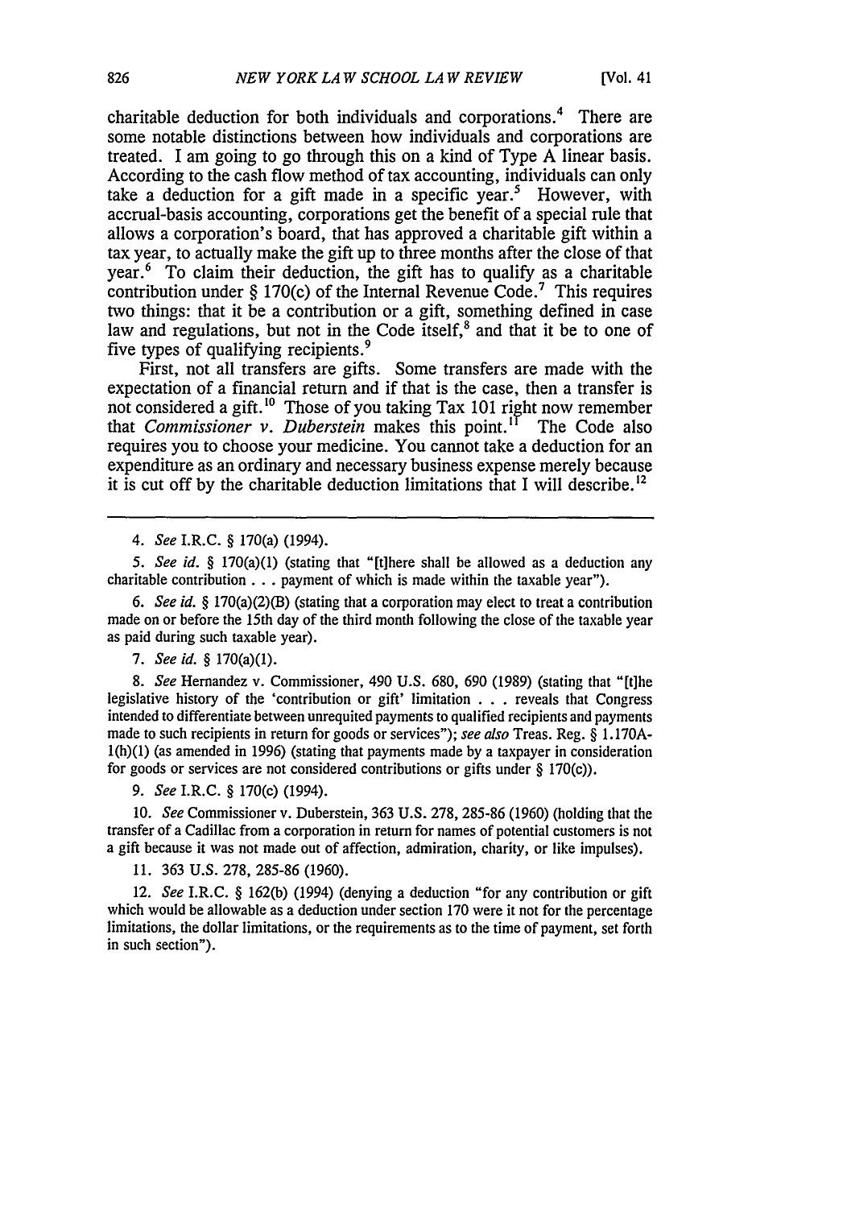charitable deduction for both individuals and corporations.[4] There are some notable distinctions between how individuals and corporations are treated. I am going to go through this on a kind of Type A linear basis. According to the cash flow method of tax accounting, individuals can only take a deduction for a gift made in a specific year.[5] However, with accrual-basis accounting, corporations get the benefit of a special rule that allows a corporation's board, that has approved a charitable gift within a tax year, to actually make the gift up to three months after the close of that year.[6] To claim their deduction, the gift has to qualify as a charitable contribution under § 170(c) of the Internal Revenue Code.[7] This requires two things: that it be a contribution or a gift, something defined in case law and regulations, but not in the Code itself,[8] and that it be to one of five types of qualifying recipients.[9]

First, not all transfers are gifts. Some transfers are made with the expectation of a financial return and if that is the case, then a transfer is not considered a gift.[10] Those of you taking Tax 101 right now remember that *Commissioner v. Duberstein* makes this point.[11] The Code also requires you to choose your medicine. You cannot take a deduction for an expenditure as an ordinary and necessary business expense merely because it is cut off by the charitable deduction limitations that I will describe.[12]

---

4. *See* I.R.C. § 170(a) (1994).

5. *See id.* § 170(a)(1) (stating that "[t]here shall be allowed as a deduction any charitable contribution . . . payment of which is made within the taxable year").

6. *See id.* § 170(a)(2)(B) (stating that a corporation may elect to treat a contribution made on or before the 15th day of the third month following the close of the taxable year as paid during such taxable year).

7. *See id.* § 170(a)(1).

8. *See* Hernandez v. Commissioner, 490 U.S. 680, 690 (1989) (stating that "[t]he legislative history of the 'contribution or gift' limitation . . . reveals that Congress intended to differentiate between unrequited payments to qualified recipients and payments made to such recipients in return for goods or services"); *see also* Treas. Reg. § 1.170A-1(h)(1) (as amended in 1996) (stating that payments made by a taxpayer in consideration for goods or services are not considered contributions or gifts under § 170(c)).

9. *See* I.R.C. § 170(c) (1994).

10. *See* Commissioner v. Duberstein, 363 U.S. 278, 285-86 (1960) (holding that the transfer of a Cadillac from a corporation in return for names of potential customers is not a gift because it was not made out of affection, admiration, charity, or like impulses).

11. 363 U.S. 278, 285-86 (1960).

12. *See* I.R.C. § 162(b) (1994) (denying a deduction "for any contribution or gift which would be allowable as a deduction under section 170 were it not for the percentage limitations, the dollar limitations, or the requirements as to the time of payment, set forth in such section").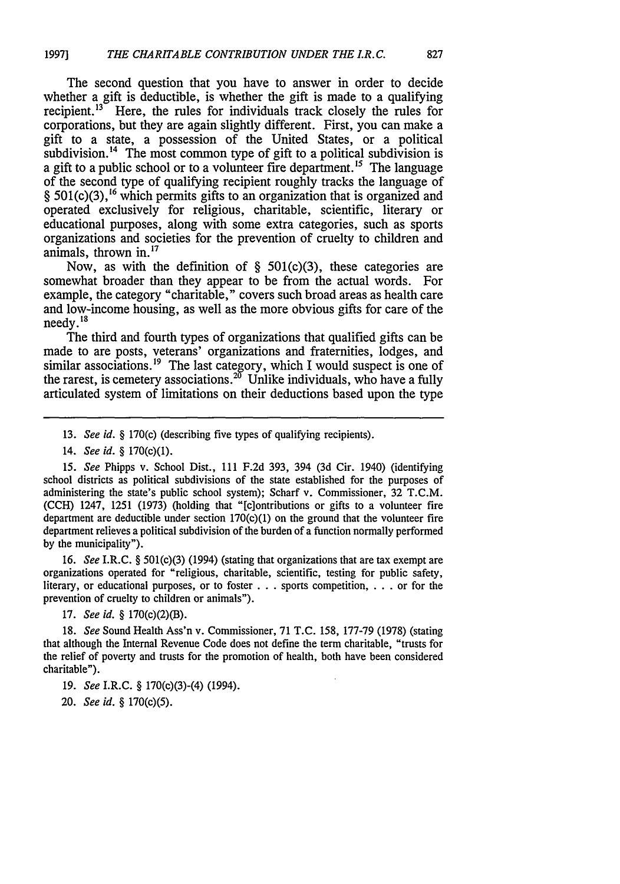The second question that you have to answer in order to decide whether a gift is deductible, is whether the gift is made to a qualifying recipient.[13] Here, the rules for individuals track closely the rules for corporations, but they are again slightly different. First, you can make a gift to a state, a possession of the United States, or a political subdivision.[14] The most common type of gift to a political subdivision is a gift to a public school or to a volunteer fire department.[15] The language of the second type of qualifying recipient roughly tracks the language of § 501(c)(3),[16] which permits gifts to an organization that is organized and operated exclusively for religious, charitable, scientific, literary or educational purposes, along with some extra categories, such as sports organizations and societies for the prevention of cruelty to children and animals, thrown in.[17]

Now, as with the definition of § 501(c)(3), these categories are somewhat broader than they appear to be from the actual words. For example, the category "charitable," covers such broad areas as health care and low-income housing, as well as the more obvious gifts for care of the needy.[18]

The third and fourth types of organizations that qualified gifts can be made to are posts, veterans' organizations and fraternities, lodges, and similar associations.[19] The last category, which I would suspect is one of the rarest, is cemetery associations.[20] Unlike individuals, who have a fully articulated system of limitations on their deductions based upon the type

---

13. *See id.* § 170(c) (describing five types of qualifying recipients).

14. *See id.* § 170(c)(1).

15. *See* Phipps v. School Dist., 111 F.2d 393, 394 (3d Cir. 1940) (identifying school districts as political subdivisions of the state established for the purposes of administering the state's public school system); Scharf v. Commissioner, 32 T.C.M. (CCH) 1247, 1251 (1973) (holding that "[c]ontributions or gifts to a volunteer fire department are deductible under section 170(c)(1) on the ground that the volunteer fire department relieves a political subdivision of the burden of a function normally performed by the municipality").

16. *See* I.R.C. § 501(c)(3) (1994) (stating that organizations that are tax exempt are organizations operated for "religious, charitable, scientific, testing for public safety, literary, or educational purposes, or to foster . . . sports competition, . . . or for the prevention of cruelty to children or animals").

17. *See id.* § 170(c)(2)(B).

18. *See* Sound Health Ass'n v. Commissioner, 71 T.C. 158, 177-79 (1978) (stating that although the Internal Revenue Code does not define the term charitable, "trusts for the relief of poverty and trusts for the promotion of health, both have been considered charitable").

19. *See* I.R.C. § 170(c)(3)-(4) (1994).

20. *See id.* § 170(c)(5).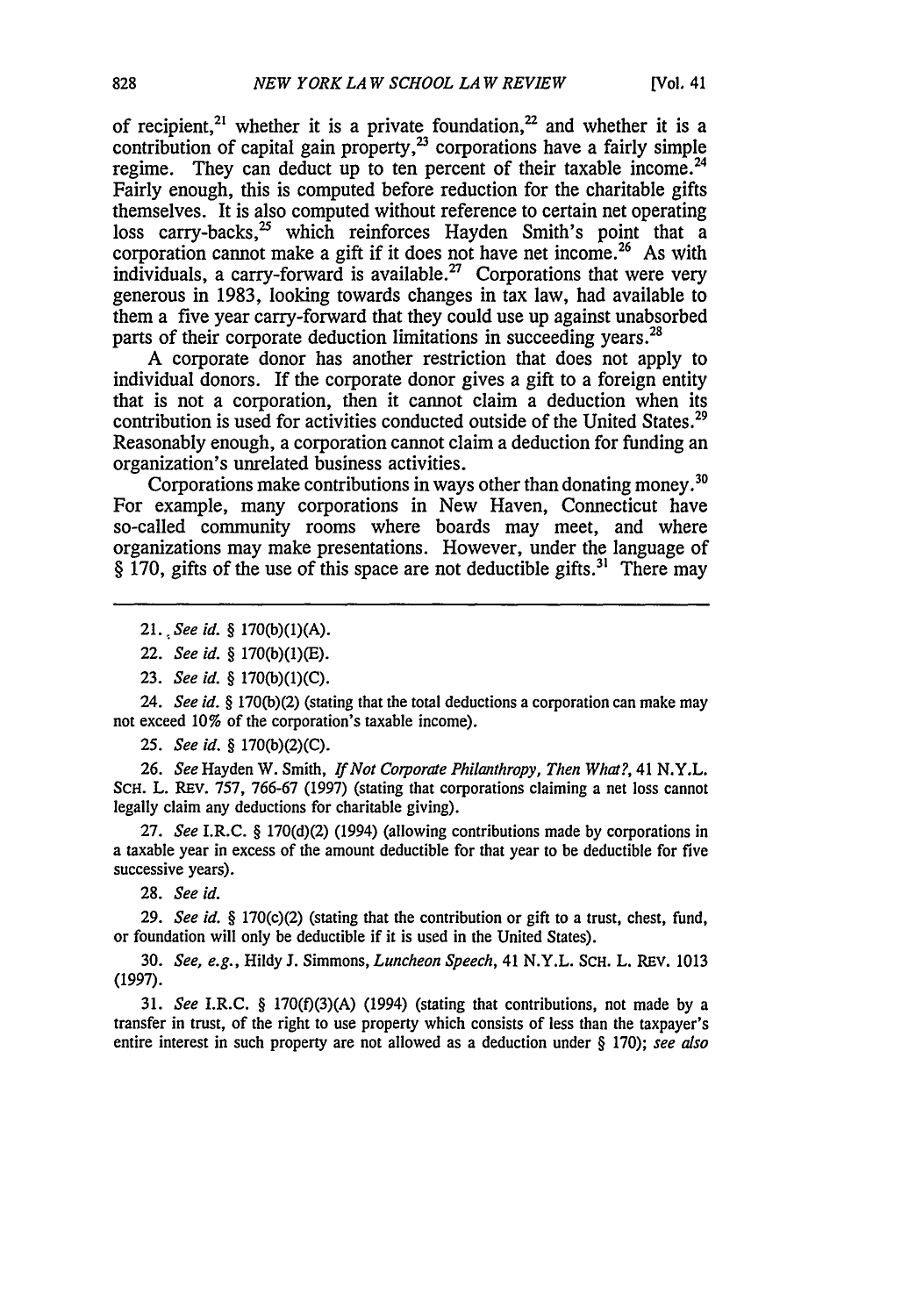of recipient,[21] whether it is a private foundation,[22] and whether it is a contribution of capital gain property,[23] corporations have a fairly simple regime. They can deduct up to ten percent of their taxable income.[24] Fairly enough, this is computed before reduction for the charitable gifts themselves. It is also computed without reference to certain net operating loss carry-backs,[25] which reinforces Hayden Smith's point that a corporation cannot make a gift if it does not have net income.[26] As with individuals, a carry-forward is available.[27] Corporations that were very generous in 1983, looking towards changes in tax law, had available to them a five year carry-forward that they could use up against unabsorbed parts of their corporate deduction limitations in succeeding years.[28]

A corporate donor has another restriction that does not apply to individual donors. If the corporate donor gives a gift to a foreign entity that is not a corporation, then it cannot claim a deduction when its contribution is used for activities conducted outside of the United States.[29] Reasonably enough, a corporation cannot claim a deduction for funding an organization's unrelated business activities.

Corporations make contributions in ways other than donating money.[30] For example, many corporations in New Haven, Connecticut have so-called community rooms where boards may meet, and where organizations may make presentations. However, under the language of § 170, gifts of the use of this space are not deductible gifts.[31] There may

---

21. *See id.* § 170(b)(1)(A).

22. *See id.* § 170(b)(1)(E).

23. *See id.* § 170(b)(1)(C).

24. *See id.* § 170(b)(2) (stating that the total deductions a corporation can make may not exceed 10% of the corporation's taxable income).

25. *See id.* § 170(b)(2)(C).

26. *See* Hayden W. Smith, *If Not Corporate Philanthropy, Then What?*, 41 N.Y.L. SCH. L. REV. 757, 766-67 (1997) (stating that corporations claiming a net loss cannot legally claim any deductions for charitable giving).

27. *See* I.R.C. § 170(d)(2) (1994) (allowing contributions made by corporations in a taxable year in excess of the amount deductible for that year to be deductible for five successive years).

28. *See id.*

29. *See id.* § 170(c)(2) (stating that the contribution or gift to a trust, chest, fund, or foundation will only be deductible if it is used in the United States).

30. *See, e.g.*, Hildy J. Simmons, *Luncheon Speech*, 41 N.Y.L. SCH. L. REV. 1013 (1997).

31. *See* I.R.C. § 170(f)(3)(A) (1994) (stating that contributions, not made by a transfer in trust, of the right to use property which consists of less than the taxpayer's entire interest in such property are not allowed as a deduction under § 170); *see also*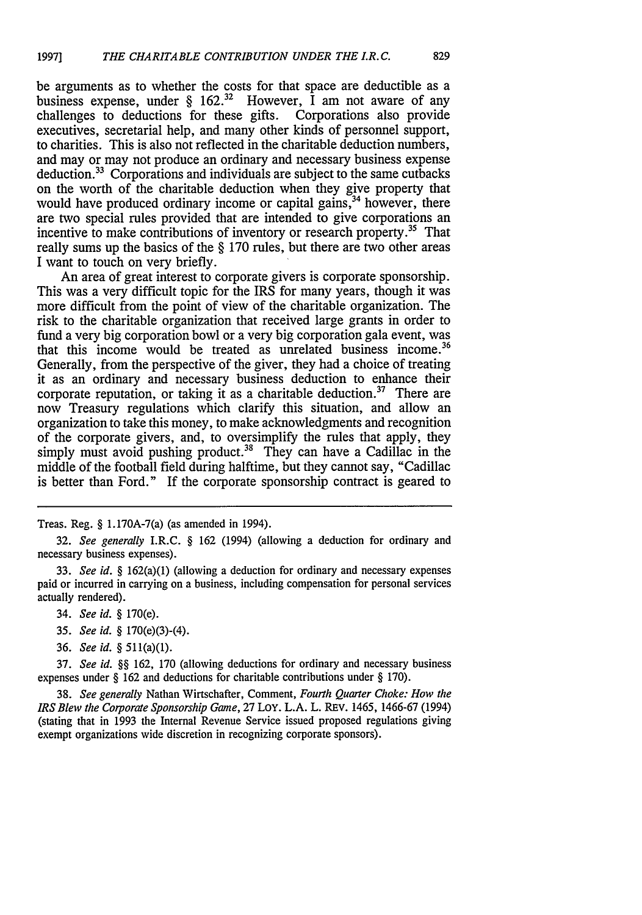be arguments as to whether the costs for that space are deductible as a business expense, under § 162.[32] However, I am not aware of any challenges to deductions for these gifts. Corporations also provide executives, secretarial help, and many other kinds of personnel support, to charities. This is also not reflected in the charitable deduction numbers, and may or may not produce an ordinary and necessary business expense deduction.[33] Corporations and individuals are subject to the same cutbacks on the worth of the charitable deduction when they give property that would have produced ordinary income or capital gains,[34] however, there are two special rules provided that are intended to give corporations an incentive to make contributions of inventory or research property.[35] That really sums up the basics of the § 170 rules, but there are two other areas I want to touch on very briefly.

An area of great interest to corporate givers is corporate sponsorship. This was a very difficult topic for the IRS for many years, though it was more difficult from the point of view of the charitable organization. The risk to the charitable organization that received large grants in order to fund a very big corporation bowl or a very big corporation gala event, was that this income would be treated as unrelated business income.[36] Generally, from the perspective of the giver, they had a choice of treating it as an ordinary and necessary business deduction to enhance their corporate reputation, or taking it as a charitable deduction.[37] There are now Treasury regulations which clarify this situation, and allow an organization to take this money, to make acknowledgments and recognition of the corporate givers, and, to oversimplify the rules that apply, they simply must avoid pushing product.[38] They can have a Cadillac in the middle of the football field during halftime, but they cannot say, "Cadillac is better than Ford." If the corporate sponsorship contract is geared to

---

Treas. Reg. § 1.170A-7(a) (as amended in 1994).

32. *See generally* I.R.C. § 162 (1994) (allowing a deduction for ordinary and necessary business expenses).

33. *See id.* § 162(a)(1) (allowing a deduction for ordinary and necessary expenses paid or incurred in carrying on a business, including compensation for personal services actually rendered).

34. *See id.* § 170(e).

35. *See id.* § 170(e)(3)-(4).

36. *See id.* § 511(a)(1).

37. *See id.* §§ 162, 170 (allowing deductions for ordinary and necessary business expenses under § 162 and deductions for charitable contributions under § 170).

38. *See generally* Nathan Wirtschafter, Comment, *Fourth Quarter Choke: How the IRS Blew the Corporate Sponsorship Game*, 27 LOY. L.A. L. REV. 1465, 1466-67 (1994) (stating that in 1993 the Internal Revenue Service issued proposed regulations giving exempt organizations wide discretion in recognizing corporate sponsors).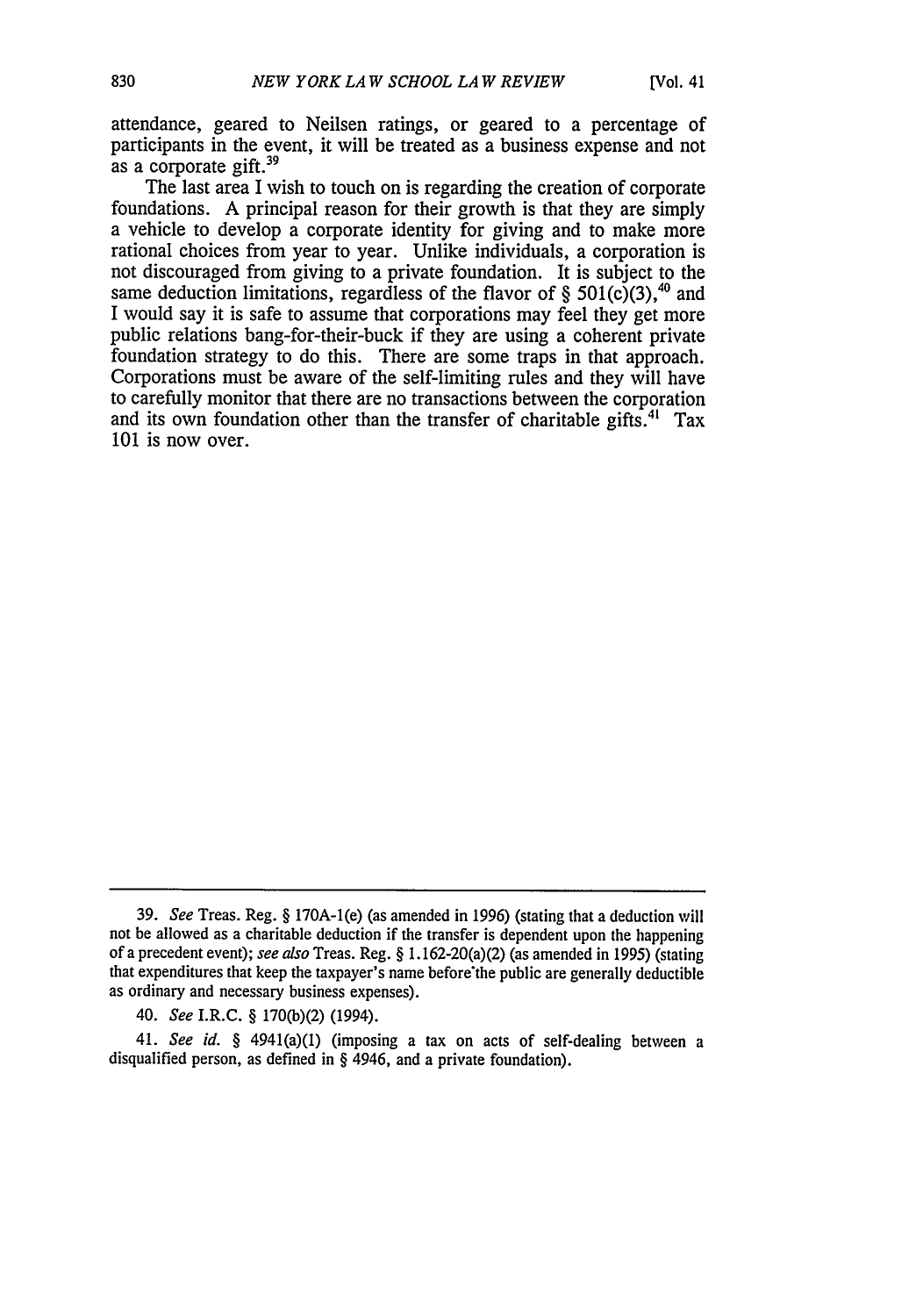attendance, geared to Neilsen ratings, or geared to a percentage of participants in the event, it will be treated as a business expense and not as a corporate gift.[39]

The last area I wish to touch on is regarding the creation of corporate foundations. A principal reason for their growth is that they are simply a vehicle to develop a corporate identity for giving and to make more rational choices from year to year. Unlike individuals, a corporation is not discouraged from giving to a private foundation. It is subject to the same deduction limitations, regardless of the flavor of § 501(c)(3),[40] and I would say it is safe to assume that corporations may feel they get more public relations bang-for-their-buck if they are using a coherent private foundation strategy to do this. There are some traps in that approach. Corporations must be aware of the self-limiting rules and they will have to carefully monitor that there are no transactions between the corporation and its own foundation other than the transfer of charitable gifts.[41] Tax 101 is now over.

---

39. *See* Treas. Reg. § 170A-1(e) (as amended in 1996) (stating that a deduction will not be allowed as a charitable deduction if the transfer is dependent upon the happening of a precedent event); *see also* Treas. Reg. § 1.162-20(a)(2) (as amended in 1995) (stating that expenditures that keep the taxpayer's name before the public are generally deductible as ordinary and necessary business expenses).

40. *See* I.R.C. § 170(b)(2) (1994).

41. *See id.* § 4941(a)(1) (imposing a tax on acts of self-dealing between a disqualified person, as defined in § 4946, and a private foundation).